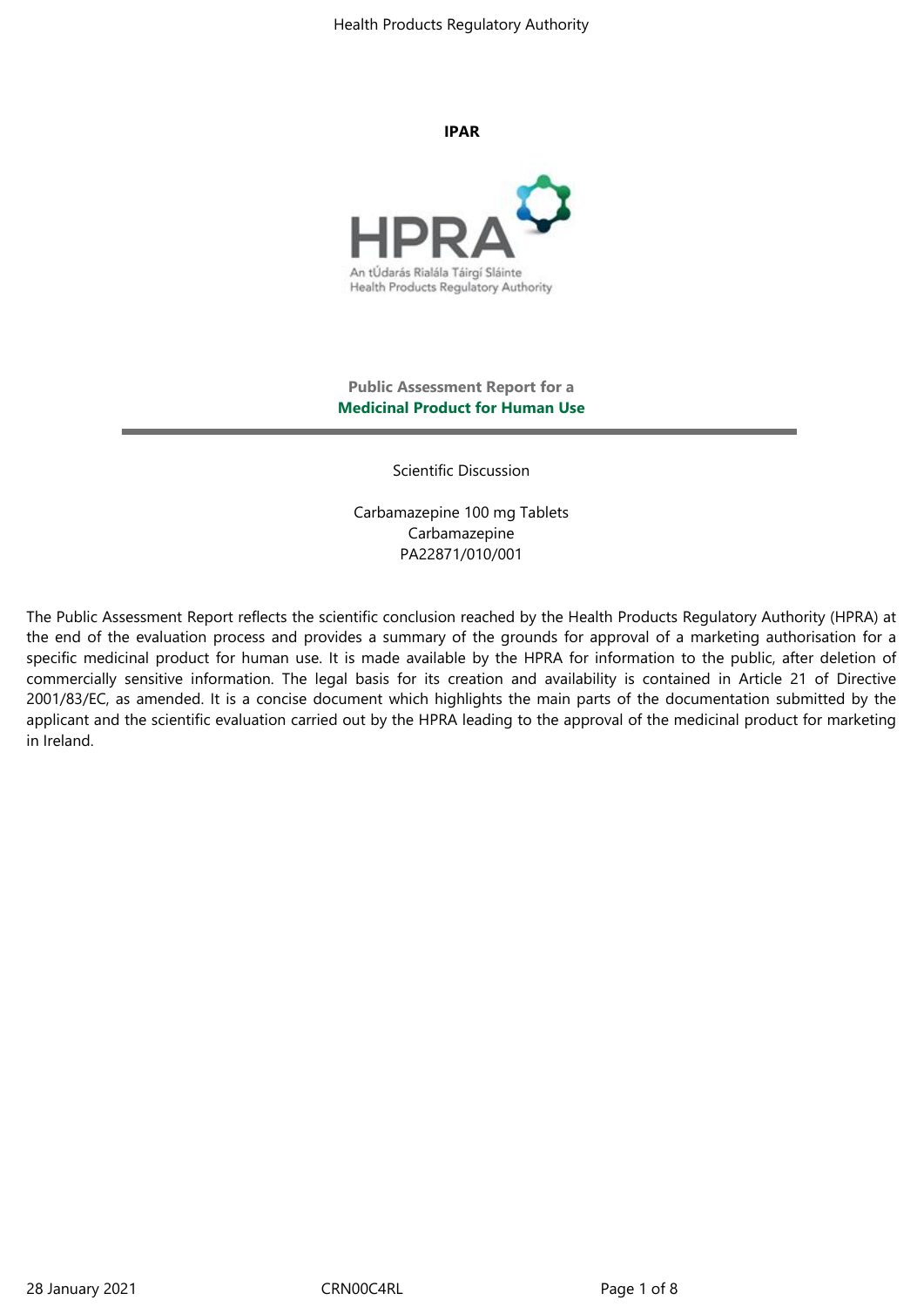**IPAR**

**Public Assessment Report for a**
**Medicinal Product for Human Use**

---

Scientific Discussion

Carbamazepine 100 mg Tablets
Carbamazepine
PA22871/010/001

The Public Assessment Report reflects the scientific conclusion reached by the Health Products Regulatory Authority (HPRA) at the end of the evaluation process and provides a summary of the grounds for approval of a marketing authorisation for a specific medicinal product for human use. It is made available by the HPRA for information to the public, after deletion of commercially sensitive information. The legal basis for its creation and availability is contained in Article 21 of Directive 2001/83/EC, as amended. It is a concise document which highlights the main parts of the documentation submitted by the applicant and the scientific evaluation carried out by the HPRA leading to the approval of the medicinal product for marketing in Ireland.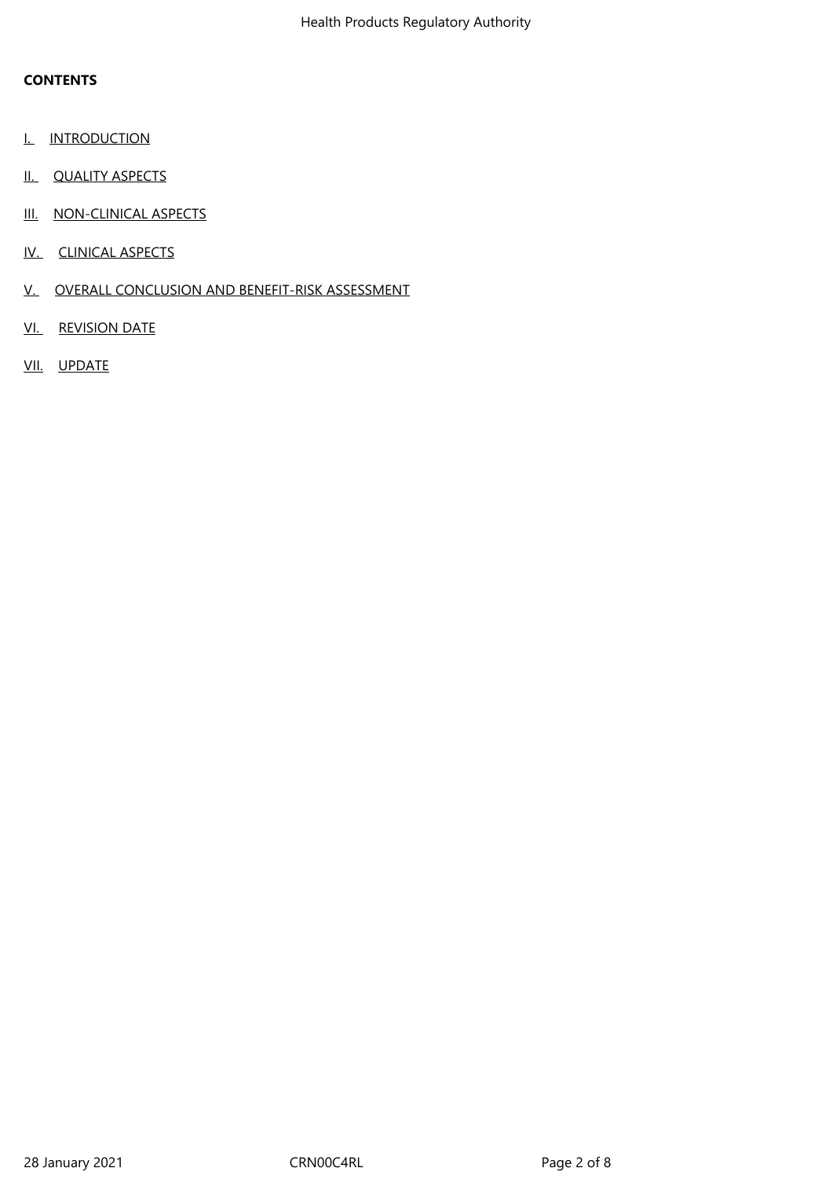**CONTENTS**

I. INTRODUCTION

II. QUALITY ASPECTS

III. NON-CLINICAL ASPECTS

IV. CLINICAL ASPECTS

V. OVERALL CONCLUSION AND BENEFIT-RISK ASSESSMENT

VI. REVISION DATE

VII. UPDATE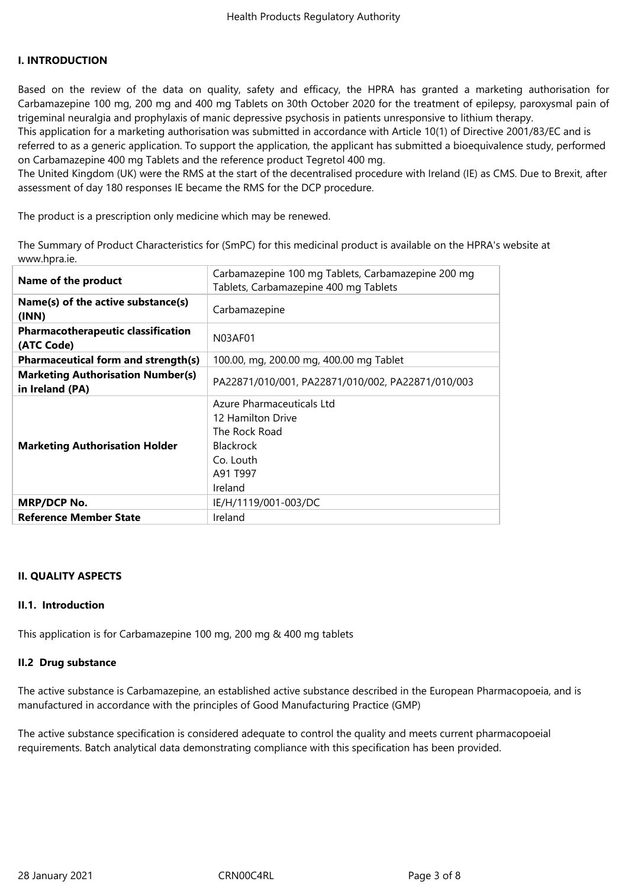## I. INTRODUCTION

Based on the review of the data on quality, safety and efficacy, the HPRA has granted a marketing authorisation for Carbamazepine 100 mg, 200 mg and 400 mg Tablets on 30th October 2020 for the treatment of epilepsy, paroxysmal pain of trigeminal neuralgia and prophylaxis of manic depressive psychosis in patients unresponsive to lithium therapy.
This application for a marketing authorisation was submitted in accordance with Article 10(1) of Directive 2001/83/EC and is referred to as a generic application. To support the application, the applicant has submitted a bioequivalence study, performed on Carbamazepine 400 mg Tablets and the reference product Tegretol 400 mg.
The United Kingdom (UK) were the RMS at the start of the decentralised procedure with Ireland (IE) as CMS. Due to Brexit, after assessment of day 180 responses IE became the RMS for the DCP procedure.

The product is a prescription only medicine which may be renewed.

The Summary of Product Characteristics for (SmPC) for this medicinal product is available on the HPRA's website at www.hpra.ie.

| | |
|---|---|
| **Name of the product** | Carbamazepine 100 mg Tablets, Carbamazepine 200 mg Tablets, Carbamazepine 400 mg Tablets |
| **Name(s) of the active substance(s) (INN)** | Carbamazepine |
| **Pharmacotherapeutic classification (ATC Code)** | N03AF01 |
| **Pharmaceutical form and strength(s)** | 100.00, mg, 200.00 mg, 400.00 mg Tablet |
| **Marketing Authorisation Number(s) in Ireland (PA)** | PA22871/010/001, PA22871/010/002, PA22871/010/003 |
| **Marketing Authorisation Holder** | Azure Pharmaceuticals Ltd<br>12 Hamilton Drive<br>The Rock Road<br>Blackrock<br>Co. Louth<br>A91 T997<br>Ireland |
| **MRP/DCP No.** | IE/H/1119/001-003/DC |
| **Reference Member State** | Ireland |

## II. QUALITY ASPECTS

### II.1. Introduction

This application is for Carbamazepine 100 mg, 200 mg & 400 mg tablets

### II.2 Drug substance

The active substance is Carbamazepine, an established active substance described in the European Pharmacopoeia, and is manufactured in accordance with the principles of Good Manufacturing Practice (GMP)

The active substance specification is considered adequate to control the quality and meets current pharmacopoeial requirements. Batch analytical data demonstrating compliance with this specification has been provided.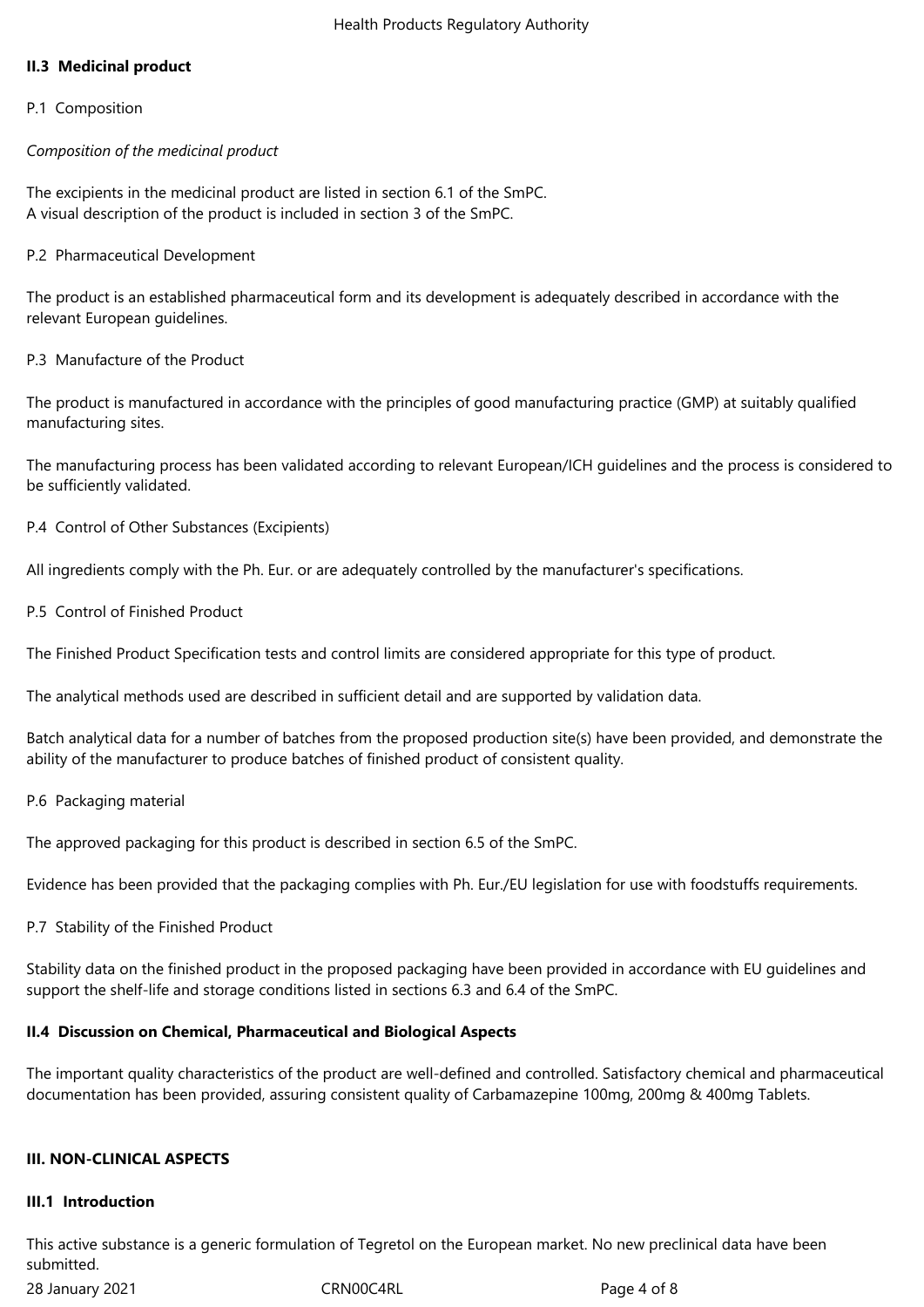## II.3 Medicinal product

P.1 Composition

*Composition of the medicinal product*

The excipients in the medicinal product are listed in section 6.1 of the SmPC.
A visual description of the product is included in section 3 of the SmPC.

P.2 Pharmaceutical Development

The product is an established pharmaceutical form and its development is adequately described in accordance with the relevant European guidelines.

P.3 Manufacture of the Product

The product is manufactured in accordance with the principles of good manufacturing practice (GMP) at suitably qualified manufacturing sites.

The manufacturing process has been validated according to relevant European/ICH guidelines and the process is considered to be sufficiently validated.

P.4 Control of Other Substances (Excipients)

All ingredients comply with the Ph. Eur. or are adequately controlled by the manufacturer's specifications.

P.5 Control of Finished Product

The Finished Product Specification tests and control limits are considered appropriate for this type of product.

The analytical methods used are described in sufficient detail and are supported by validation data.

Batch analytical data for a number of batches from the proposed production site(s) have been provided, and demonstrate the ability of the manufacturer to produce batches of finished product of consistent quality.

P.6 Packaging material

The approved packaging for this product is described in section 6.5 of the SmPC.

Evidence has been provided that the packaging complies with Ph. Eur./EU legislation for use with foodstuffs requirements.

P.7 Stability of the Finished Product

Stability data on the finished product in the proposed packaging have been provided in accordance with EU guidelines and support the shelf-life and storage conditions listed in sections 6.3 and 6.4 of the SmPC.

## II.4 Discussion on Chemical, Pharmaceutical and Biological Aspects

The important quality characteristics of the product are well-defined and controlled. Satisfactory chemical and pharmaceutical documentation has been provided, assuring consistent quality of Carbamazepine 100mg, 200mg & 400mg Tablets.

# III. NON-CLINICAL ASPECTS

## III.1 Introduction

This active substance is a generic formulation of Tegretol on the European market. No new preclinical data have been submitted.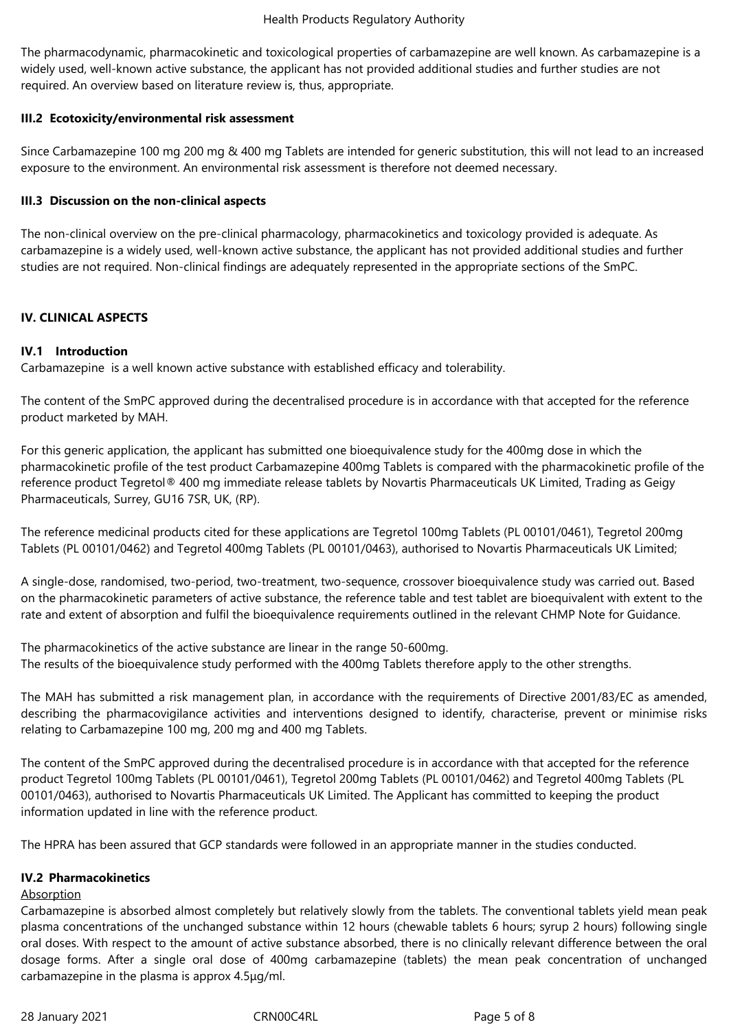The pharmacodynamic, pharmacokinetic and toxicological properties of carbamazepine are well known. As carbamazepine is a widely used, well-known active substance, the applicant has not provided additional studies and further studies are not required. An overview based on literature review is, thus, appropriate.

### III.2 Ecotoxicity/environmental risk assessment

Since Carbamazepine 100 mg 200 mg & 400 mg Tablets are intended for generic substitution, this will not lead to an increased exposure to the environment. An environmental risk assessment is therefore not deemed necessary.

### III.3 Discussion on the non-clinical aspects

The non-clinical overview on the pre-clinical pharmacology, pharmacokinetics and toxicology provided is adequate. As carbamazepine is a widely used, well-known active substance, the applicant has not provided additional studies and further studies are not required. Non-clinical findings are adequately represented in the appropriate sections of the SmPC.

## IV. CLINICAL ASPECTS

### IV.1 Introduction

Carbamazepine is a well known active substance with established efficacy and tolerability.

The content of the SmPC approved during the decentralised procedure is in accordance with that accepted for the reference product marketed by MAH.

For this generic application, the applicant has submitted one bioequivalence study for the 400mg dose in which the pharmacokinetic profile of the test product Carbamazepine 400mg Tablets is compared with the pharmacokinetic profile of the reference product Tegretol® 400 mg immediate release tablets by Novartis Pharmaceuticals UK Limited, Trading as Geigy Pharmaceuticals, Surrey, GU16 7SR, UK, (RP).

The reference medicinal products cited for these applications are Tegretol 100mg Tablets (PL 00101/0461), Tegretol 200mg Tablets (PL 00101/0462) and Tegretol 400mg Tablets (PL 00101/0463), authorised to Novartis Pharmaceuticals UK Limited;

A single-dose, randomised, two-period, two-treatment, two-sequence, crossover bioequivalence study was carried out. Based on the pharmacokinetic parameters of active substance, the reference table and test tablet are bioequivalent with extent to the rate and extent of absorption and fulfil the bioequivalence requirements outlined in the relevant CHMP Note for Guidance.

The pharmacokinetics of the active substance are linear in the range 50-600mg.
The results of the bioequivalence study performed with the 400mg Tablets therefore apply to the other strengths.

The MAH has submitted a risk management plan, in accordance with the requirements of Directive 2001/83/EC as amended, describing the pharmacovigilance activities and interventions designed to identify, characterise, prevent or minimise risks relating to Carbamazepine 100 mg, 200 mg and 400 mg Tablets.

The content of the SmPC approved during the decentralised procedure is in accordance with that accepted for the reference product Tegretol 100mg Tablets (PL 00101/0461), Tegretol 200mg Tablets (PL 00101/0462) and Tegretol 400mg Tablets (PL 00101/0463), authorised to Novartis Pharmaceuticals UK Limited. The Applicant has committed to keeping the product information updated in line with the reference product.

The HPRA has been assured that GCP standards were followed in an appropriate manner in the studies conducted.

### IV.2 Pharmacokinetics

Absorption

Carbamazepine is absorbed almost completely but relatively slowly from the tablets. The conventional tablets yield mean peak plasma concentrations of the unchanged substance within 12 hours (chewable tablets 6 hours; syrup 2 hours) following single oral doses. With respect to the amount of active substance absorbed, there is no clinically relevant difference between the oral dosage forms. After a single oral dose of 400mg carbamazepine (tablets) the mean peak concentration of unchanged carbamazepine in the plasma is approx 4.5µg/ml.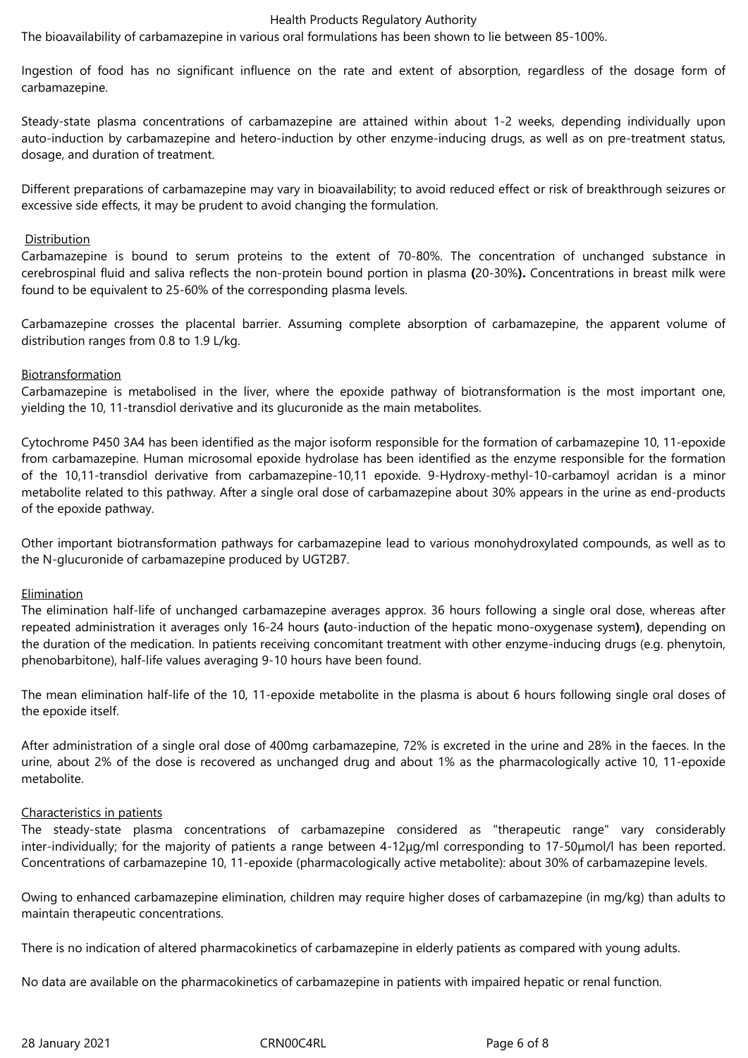The bioavailability of carbamazepine in various oral formulations has been shown to lie between 85-100%.

Ingestion of food has no significant influence on the rate and extent of absorption, regardless of the dosage form of carbamazepine.

Steady-state plasma concentrations of carbamazepine are attained within about 1-2 weeks, depending individually upon auto-induction by carbamazepine and hetero-induction by other enzyme-inducing drugs, as well as on pre-treatment status, dosage, and duration of treatment.

Different preparations of carbamazepine may vary in bioavailability; to avoid reduced effect or risk of breakthrough seizures or excessive side effects, it may be prudent to avoid changing the formulation.

Distribution

Carbamazepine is bound to serum proteins to the extent of 70-80%. The concentration of unchanged substance in cerebrospinal fluid and saliva reflects the non-protein bound portion in plasma **(**20-30%**).** Concentrations in breast milk were found to be equivalent to 25-60% of the corresponding plasma levels.

Carbamazepine crosses the placental barrier. Assuming complete absorption of carbamazepine, the apparent volume of distribution ranges from 0.8 to 1.9 L/kg.

Biotransformation

Carbamazepine is metabolised in the liver, where the epoxide pathway of biotransformation is the most important one, yielding the 10, 11-transdiol derivative and its glucuronide as the main metabolites.

Cytochrome P450 3A4 has been identified as the major isoform responsible for the formation of carbamazepine 10, 11-epoxide from carbamazepine. Human microsomal epoxide hydrolase has been identified as the enzyme responsible for the formation of the 10,11-transdiol derivative from carbamazepine-10,11 epoxide. 9-Hydroxy-methyl-10-carbamoyl acridan is a minor metabolite related to this pathway. After a single oral dose of carbamazepine about 30% appears in the urine as end-products of the epoxide pathway.

Other important biotransformation pathways for carbamazepine lead to various monohydroxylated compounds, as well as to the N-glucuronide of carbamazepine produced by UGT2B7.

Elimination

The elimination half-life of unchanged carbamazepine averages approx. 36 hours following a single oral dose, whereas after repeated administration it averages only 16-24 hours **(**auto-induction of the hepatic mono-oxygenase system**)**, depending on the duration of the medication. In patients receiving concomitant treatment with other enzyme-inducing drugs (e.g. phenytoin, phenobarbitone), half-life values averaging 9-10 hours have been found.

The mean elimination half-life of the 10, 11-epoxide metabolite in the plasma is about 6 hours following single oral doses of the epoxide itself.

After administration of a single oral dose of 400mg carbamazepine, 72% is excreted in the urine and 28% in the faeces. In the urine, about 2% of the dose is recovered as unchanged drug and about 1% as the pharmacologically active 10, 11-epoxide metabolite.

Characteristics in patients

The steady-state plasma concentrations of carbamazepine considered as "therapeutic range" vary considerably inter-individually; for the majority of patients a range between 4-12µg/ml corresponding to 17-50µmol/l has been reported. Concentrations of carbamazepine 10, 11-epoxide (pharmacologically active metabolite): about 30% of carbamazepine levels.

Owing to enhanced carbamazepine elimination, children may require higher doses of carbamazepine (in mg/kg) than adults to maintain therapeutic concentrations.

There is no indication of altered pharmacokinetics of carbamazepine in elderly patients as compared with young adults.

No data are available on the pharmacokinetics of carbamazepine in patients with impaired hepatic or renal function.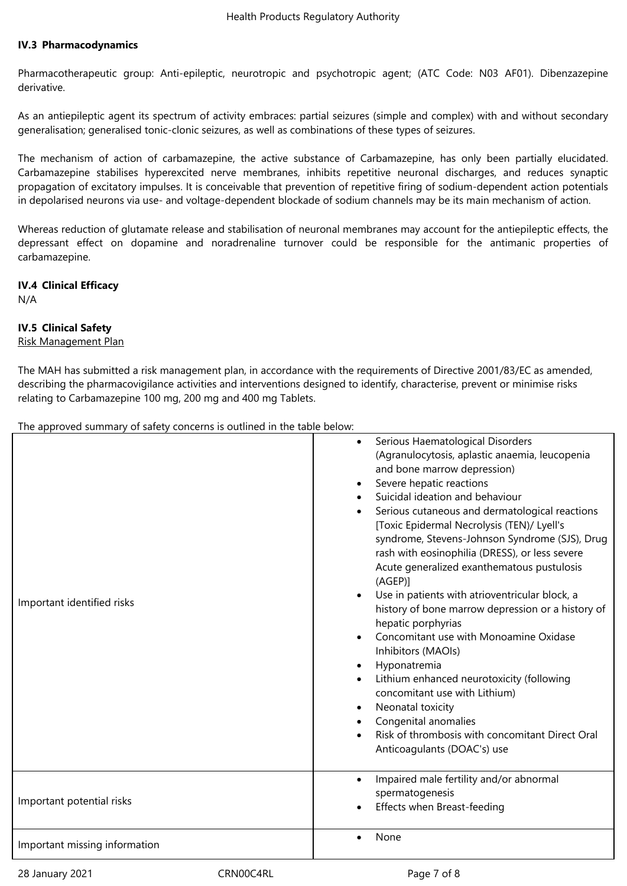### IV.3 Pharmacodynamics

Pharmacotherapeutic group: Anti-epileptic, neurotropic and psychotropic agent; (ATC Code: N03 AF01). Dibenzazepine derivative.

As an antiepileptic agent its spectrum of activity embraces: partial seizures (simple and complex) with and without secondary generalisation; generalised tonic-clonic seizures, as well as combinations of these types of seizures.

The mechanism of action of carbamazepine, the active substance of Carbamazepine, has only been partially elucidated. Carbamazepine stabilises hyperexcited nerve membranes, inhibits repetitive neuronal discharges, and reduces synaptic propagation of excitatory impulses. It is conceivable that prevention of repetitive firing of sodium-dependent action potentials in depolarised neurons via use- and voltage-dependent blockade of sodium channels may be its main mechanism of action.

Whereas reduction of glutamate release and stabilisation of neuronal membranes may account for the antiepileptic effects, the depressant effect on dopamine and noradrenaline turnover could be responsible for the antimanic properties of carbamazepine.

### IV.4 Clinical Efficacy

N/A

### IV.5 Clinical Safety

Risk Management Plan

The MAH has submitted a risk management plan, in accordance with the requirements of Directive 2001/83/EC as amended, describing the pharmacovigilance activities and interventions designed to identify, characterise, prevent or minimise risks relating to Carbamazepine 100 mg, 200 mg and 400 mg Tablets.

The approved summary of safety concerns is outlined in the table below:

| | |
|---|---|
| Important identified risks | • Serious Haematological Disorders (Agranulocytosis, aplastic anaemia, leucopenia and bone marrow depression)<br>• Severe hepatic reactions<br>• Suicidal ideation and behaviour<br>• Serious cutaneous and dermatological reactions [Toxic Epidermal Necrolysis (TEN)/ Lyell's syndrome, Stevens-Johnson Syndrome (SJS), Drug rash with eosinophilia (DRESS), or less severe Acute generalized exanthematous pustulosis (AGEP)]<br>• Use in patients with atrioventricular block, a history of bone marrow depression or a history of hepatic porphyrias<br>• Concomitant use with Monoamine Oxidase Inhibitors (MAOIs)<br>• Hyponatremia<br>• Lithium enhanced neurotoxicity (following concomitant use with Lithium)<br>• Neonatal toxicity<br>• Congenital anomalies<br>• Risk of thrombosis with concomitant Direct Oral Anticoagulants (DOAC's) use |
| Important potential risks | • Impaired male fertility and/or abnormal spermatogenesis<br>• Effects when Breast-feeding |
| Important missing information | • None |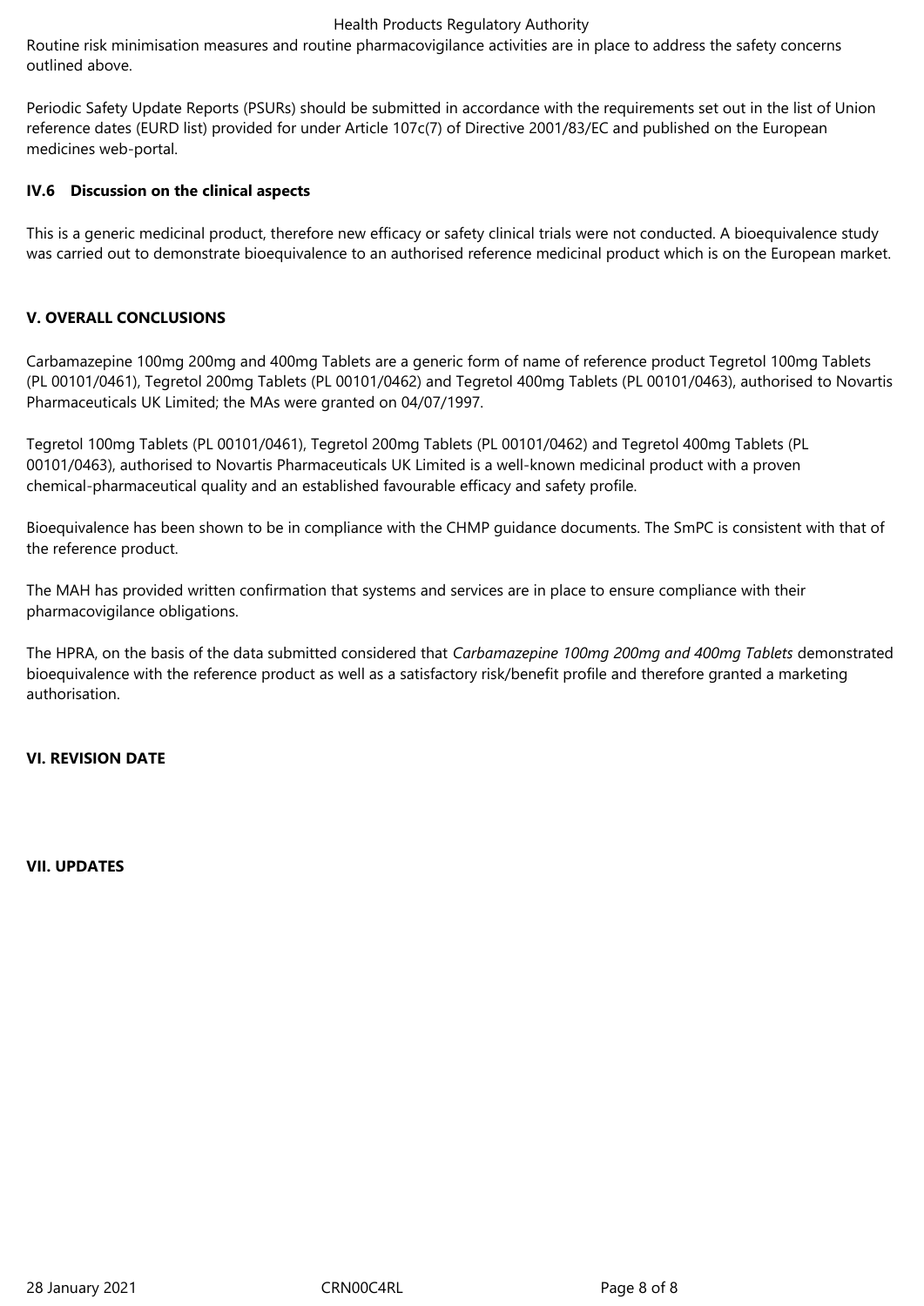Routine risk minimisation measures and routine pharmacovigilance activities are in place to address the safety concerns outlined above.

Periodic Safety Update Reports (PSURs) should be submitted in accordance with the requirements set out in the list of Union reference dates (EURD list) provided for under Article 107c(7) of Directive 2001/83/EC and published on the European medicines web-portal.

### IV.6 Discussion on the clinical aspects

This is a generic medicinal product, therefore new efficacy or safety clinical trials were not conducted. A bioequivalence study was carried out to demonstrate bioequivalence to an authorised reference medicinal product which is on the European market.

## V. OVERALL CONCLUSIONS

Carbamazepine 100mg 200mg and 400mg Tablets are a generic form of name of reference product Tegretol 100mg Tablets (PL 00101/0461), Tegretol 200mg Tablets (PL 00101/0462) and Tegretol 400mg Tablets (PL 00101/0463), authorised to Novartis Pharmaceuticals UK Limited; the MAs were granted on 04/07/1997.

Tegretol 100mg Tablets (PL 00101/0461), Tegretol 200mg Tablets (PL 00101/0462) and Tegretol 400mg Tablets (PL 00101/0463), authorised to Novartis Pharmaceuticals UK Limited is a well-known medicinal product with a proven chemical-pharmaceutical quality and an established favourable efficacy and safety profile.

Bioequivalence has been shown to be in compliance with the CHMP guidance documents. The SmPC is consistent with that of the reference product.

The MAH has provided written confirmation that systems and services are in place to ensure compliance with their pharmacovigilance obligations.

The HPRA, on the basis of the data submitted considered that *Carbamazepine 100mg 200mg and 400mg Tablets* demonstrated bioequivalence with the reference product as well as a satisfactory risk/benefit profile and therefore granted a marketing authorisation.

## VI. REVISION DATE

## VII. UPDATES